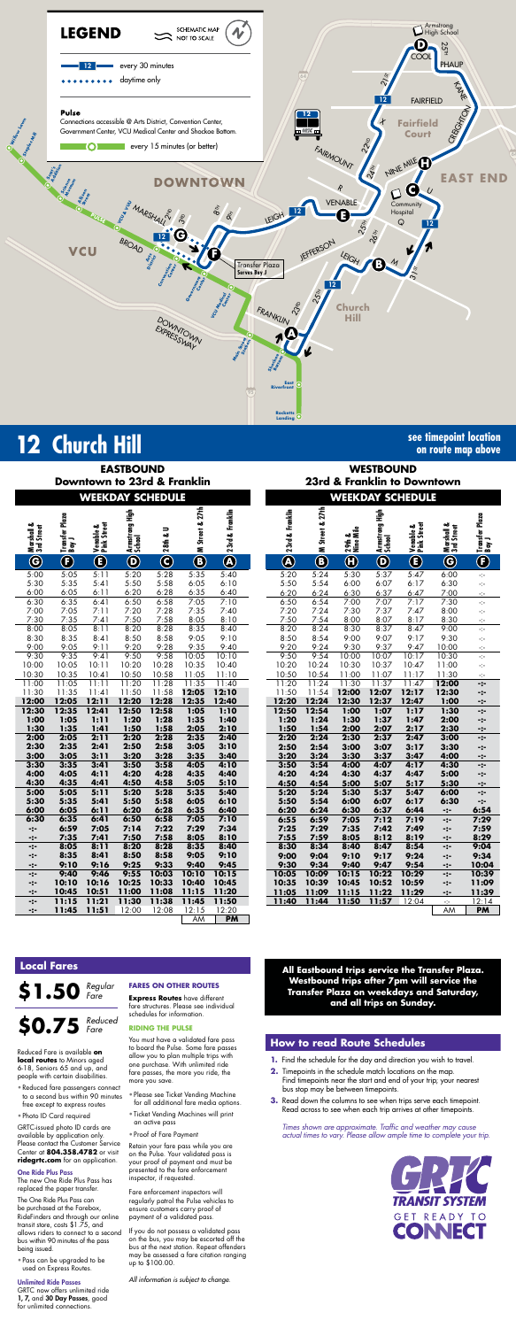## LEGEND

SCHEMATIC MAP NOT TO SCALE

12 — every 30 minutes

daytime only

**Pulse**
Connections accessible @ Arts District, Convention Center, Government Center, VCU Medical Center and Shockoe Bottom.

every 15 minutes (or better)

# 12 Church Hill

**see timepoint location on route map above**

## EASTBOUND
### Downtown to 23rd & Franklin
### WEEKDAY SCHEDULE

| Marshall & 3rd Street (G) | Transfer Plaza Bay J (F) | Venable & Pink Street (E) | Armstrong High School (D) | 28th & U (C) | M Street & 27th (B) | 23rd & Franklin (A) |
|---|---|---|---|---|---|---|
| 5:00 | 5:05 | 5:11 | 5:20 | 5:28 | 5:35 | 5:40 |
| 5:30 | 5:35 | 5:41 | 5:50 | 5:58 | 6:05 | 6:10 |
| 6:00 | 6:05 | 6:11 | 6:20 | 6:28 | 6:35 | 6:40 |
| 6:30 | 6:35 | 6:41 | 6:50 | 6:58 | 7:05 | 7:10 |
| 7:00 | 7:05 | 7:11 | 7:20 | 7:28 | 7:35 | 7:40 |
| 7:30 | 7:35 | 7:41 | 7:50 | 7:58 | 8:05 | 8:10 |
| 8:00 | 8:05 | 8:11 | 8:20 | 8:28 | 8:35 | 8:40 |
| 8:30 | 8:35 | 8:41 | 8:50 | 8:58 | 9:05 | 9:10 |
| 9:00 | 9:05 | 9:11 | 9:20 | 9:28 | 9:35 | 9:40 |
| 9:30 | 9:35 | 9:41 | 9:50 | 9:58 | 10:05 | 10:10 |
| 10:00 | 10:05 | 10:11 | 10:20 | 10:28 | 10:35 | 10:40 |
| 10:30 | 10:35 | 10:41 | 10:50 | 10:58 | 11:05 | 11:10 |
| 11:00 | 11:05 | 11:11 | 11:20 | 11:28 | 11:35 | 11:40 |
| 11:30 | 11:35 | 11:41 | 11:50 | 11:58 | **12:05** | **12:10** |
| **12:00** | **12:05** | **12:11** | **12:20** | **12:28** | **12:35** | **12:40** |
| **12:30** | **12:35** | **12:41** | **12:50** | **12:58** | **1:05** | **1:10** |
| **1:00** | **1:05** | **1:11** | **1:20** | **1:28** | **1:35** | **1:40** |
| **1:30** | **1:35** | **1:41** | **1:50** | **1:58** | **2:05** | **2:10** |
| **2:00** | **2:05** | **2:11** | **2:20** | **2:28** | **2:35** | **2:40** |
| **2:30** | **2:35** | **2:41** | **2:50** | **2:58** | **3:05** | **3:10** |
| **3:00** | **3:05** | **3:11** | **3:20** | **3:28** | **3:35** | **3:40** |
| **3:30** | **3:35** | **3:41** | **3:50** | **3:58** | **4:05** | **4:10** |
| **4:00** | **4:05** | **4:11** | **4:20** | **4:28** | **4:35** | **4:40** |
| **4:30** | **4:35** | **4:41** | **4:50** | **4:58** | **5:05** | **5:10** |
| **5:00** | **5:05** | **5:11** | **5:20** | **5:28** | **5:35** | **5:40** |
| **5:30** | **5:35** | **5:41** | **5:50** | **5:58** | **6:05** | **6:10** |
| **6:00** | **6:05** | **6:11** | **6:20** | **6:28** | **6:35** | **6:40** |
| **6:30** | **6:35** | **6:41** | **6:50** | **6:58** | **7:05** | **7:10** |
| **-:-** | **6:59** | **7:05** | **7:14** | **7:22** | **7:29** | **7:34** |
| **-:-** | **7:35** | **7:41** | **7:50** | **7:58** | **8:05** | **8:10** |
| **-:-** | **8:05** | **8:11** | **8:20** | **8:28** | **8:35** | **8:40** |
| **-:-** | **8:35** | **8:41** | **8:50** | **8:58** | **9:05** | **9:10** |
| **-:-** | **9:10** | **9:16** | **9:25** | **9:33** | **9:40** | **9:45** |
| **-:-** | **9:40** | **9:46** | **9:55** | **10:03** | **10:10** | **10:15** |
| **-:-** | **10:10** | **10:16** | **10:25** | **10:33** | **10:40** | **10:45** |
| **-:-** | **10:45** | **10:51** | **11:00** | **11:08** | **11:15** | **11:20** |
| **-:-** | **11:15** | **11:21** | **11:30** | **11:38** | **11:45** | **11:50** |
| **-:-** | **11:45** | **11:51** | 12:00 | 12:08 | 12:15 | 12:20 |
| | | | | | AM | **PM** |

## WESTBOUND
### 23rd & Franklin to Downtown
### WEEKDAY SCHEDULE

| 23rd & Franklin (A) | M Street & 27th (B) | 29th & Nine Mile (H) | Armstrong High School (D) | Venable & Pink Street (E) | Marshall & 3rd Street (G) | Transfer Plaza Bay J (F) |
|---|---|---|---|---|---|---|
| 5:20 | 5:24 | 5:30 | 5:37 | 5:47 | 6:00 | -:- |
| 5:50 | 5:54 | 6:00 | 6:07 | 6:17 | 6:30 | -:- |
| 6:20 | 6:24 | 6:30 | 6:37 | 6:47 | 7:00 | -:- |
| 6:50 | 6:54 | 7:00 | 7:07 | 7:17 | 7:30 | -:- |
| 7:20 | 7:24 | 7:30 | 7:37 | 7:47 | 8:00 | -:- |
| 7:50 | 7:54 | 8:00 | 8:07 | 8:17 | 8:30 | -:- |
| 8:20 | 8:24 | 8:30 | 8:37 | 8:47 | 9:00 | -:- |
| 8:50 | 8:54 | 9:00 | 9:07 | 9:17 | 9:30 | -:- |
| 9:20 | 9:24 | 9:30 | 9:37 | 9:47 | 10:00 | -:- |
| 9:50 | 9:54 | 10:00 | 10:07 | 10:17 | 10:30 | -:- |
| 10:20 | 10:24 | 10:30 | 10:37 | 10:47 | 11:00 | -:- |
| 10:50 | 10:54 | 11:00 | 11:07 | 11:17 | 11:30 | -:- |
| 11:20 | 11:24 | 11:30 | 11:37 | 11:47 | **12:00** | **-:-** |
| 11:50 | 11:54 | **12:00** | **12:07** | **12:17** | **12:30** | **-:-** |
| **12:20** | **12:24** | **12:30** | **12:37** | **12:47** | **1:00** | **-:-** |
| **12:50** | **12:54** | **1:00** | **1:07** | **1:17** | **1:30** | **-:-** |
| **1:20** | **1:24** | **1:30** | **1:37** | **1:47** | **2:00** | **-:-** |
| **1:50** | **1:54** | **2:00** | **2:07** | **2:17** | **2:30** | **-:-** |
| **2:20** | **2:24** | **2:30** | **2:37** | **2:47** | **3:00** | **-:-** |
| **2:50** | **2:54** | **3:00** | **3:07** | **3:17** | **3:30** | **-:-** |
| **3:20** | **3:24** | **3:30** | **3:37** | **3:47** | **4:00** | **-:-** |
| **3:50** | **3:54** | **4:00** | **4:07** | **4:17** | **4:30** | **-:-** |
| **4:20** | **4:24** | **4:30** | **4:37** | **4:47** | **5:00** | **-:-** |
| **4:50** | **4:54** | **5:00** | **5:07** | **5:17** | **5:30** | **-:-** |
| **5:20** | **5:24** | **5:30** | **5:37** | **5:47** | **6:00** | **-:-** |
| **5:50** | **5:54** | **6:00** | **6:07** | **6:17** | **6:30** | **-:-** |
| **6:20** | **6:24** | **6:30** | **6:37** | **6:44** | **-:-** | **6:54** |
| **6:55** | **6:59** | **7:05** | **7:12** | **7:19** | **-:-** | **7:29** |
| **7:25** | **7:29** | **7:35** | **7:42** | **7:49** | **-:-** | **7:59** |
| **7:55** | **7:59** | **8:05** | **8:12** | **8:19** | **-:-** | **8:29** |
| **8:30** | **8:34** | **8:40** | **8:47** | **8:54** | **-:-** | **9:04** |
| **9:00** | **9:04** | **9:10** | **9:17** | **9:24** | **-:-** | **9:34** |
| **9:30** | **9:34** | **9:40** | **9:47** | **9:54** | **-:-** | **10:04** |
| **10:05** | **10:09** | **10:15** | **10:22** | **10:29** | **-:-** | **10:39** |
| **10:35** | **10:39** | **10:45** | **10:52** | **10:59** | **-:-** | **11:09** |
| **11:05** | **11:09** | **11:15** | **11:22** | **11:29** | **-:-** | **11:39** |
| **11:40** | **11:44** | **11:50** | **11:57** | 12:04 | -:- | 12:14 |
| | | | | | AM | **PM** |

## Local Fares

**$1.50** *Regular Fare*

**$0.75** *Reduced Fare*

Reduced Fare is available **on local routes** to Minors aged 6-18, Seniors 65 and up, and people with certain disabilities.

- Reduced fare passengers connect to a second bus within 90 minutes free except to express routes
- Photo ID Card required

GRTC-issued photo ID cards are available by application only. Please contact the Customer Service Center at **804.358.4782** or visit **ridegrtc.com** for an application.

**One Ride Plus Pass**
The new One Ride Plus Pass has replaced the paper transfer.

The One Ride Plus Pass can be purchased at the Farebox, RideFinders and through our online transit store, costs $1.75, and allows riders to connect to a second bus within 90 minutes of the pass being issued.

- Pass can be upgraded to be used on Express Routes.

**Unlimited Ride Passes**
GRTC now offers unlimited ride **1, 7,** and **30 Day Passes**, good for unlimited connections.

**FARES ON OTHER ROUTES**

**Express Routes** have different fare structures. Please see individual schedules for information.

**RIDING THE PULSE**

You must have a validated fare pass to board the Pulse. Some fare passes allow you to plan multiple trips with one purchase. With unlimited ride fare passes, the more you ride, the more you save.

- Please see Ticket Vending Machine for all additional fare media options.
- Ticket Vending Machines will print an active pass
- Proof of Fare Payment

Retain your fare pass while you are on the Pulse. Your validated pass is your proof of payment and must be presented to the fare enforcement inspector, if requested.

Fare enforcement inspectors will regularly patrol the Pulse vehicles to ensure customers carry proof of payment of a validated pass.

If you do not possess a validated pass on the bus, you may be escorted off the bus at the next station. Repeat offenders may be assessed a fare citation ranging up to $100.00.

*All information is subject to change.*

**All Eastbound trips service the Transfer Plaza. Westbound trips after 7pm will service the Transfer Plaza on weekdays and Saturday, and all trips on Sunday.**

## How to read Route Schedules

1. Find the schedule for the day and direction you wish to travel.
2. Timepoints in the schedule match locations on the map. Find timepoints near the start and end of your trip; your nearest bus stop may be between timepoints.
3. Read down the columns to see when trips serve each timepoint. Read across to see when each trip arrives at other timepoints.

*Times shown are approximate. Traffic and weather may cause actual times to vary. Please allow ample time to complete your trip.*

GRTC TRANSIT SYSTEM — GET READY TO CONNECT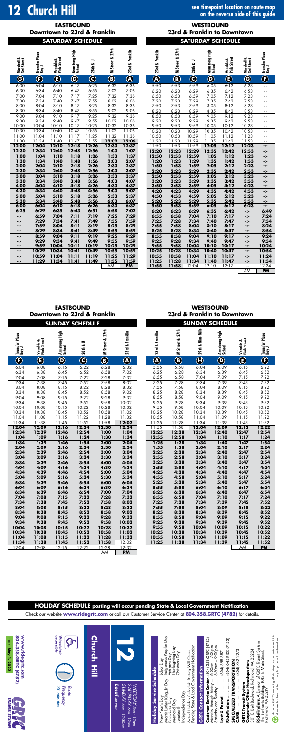# 12 Church Hill

see timepoint location on route map on the reverse side of this guide

## EASTBOUND
### Downtown to 23rd & Franklin
#### SATURDAY SCHEDULE

| Marshall & 3rd Street (G) | Transfer Plaza Bay J (F) | Venable & Pink Street (E) | Armstrong High School (D) | 28th & U (C) | M Street & 27th (B) | 23rd & Franklin (A) |
|---|---|---|---|---|---|---|
| 6:00 | 6:04 | 6:10 | 6:17 | 6:25 | 6:32 | 6:36 |
| 6:30 | 6:34 | 6:40 | 6:47 | 6:55 | 7:02 | 7:06 |
| 7:00 | 7:04 | 7:10 | 7:17 | 7:25 | 7:32 | 7:36 |
| 7:30 | 7:34 | 7:40 | 7:47 | 7:55 | 8:02 | 8:06 |
| 8:00 | 8:04 | 8:10 | 8:17 | 8:25 | 8:32 | 8:36 |
| 8:30 | 8:34 | 8:40 | 8:47 | 8:55 | 9:02 | 9:06 |
| 9:00 | 9:04 | 9:10 | 9:17 | 9:25 | 9:32 | 9:36 |
| 9:30 | 9:34 | 9:40 | 9:47 | 9:55 | 10:02 | 10:06 |
| 10:00 | 10:04 | 10:10 | 10:17 | 10:25 | 10:32 | 10:36 |
| 10:30 | 10:34 | 10:40 | 10:47 | 10:55 | 11:02 | 11:06 |
| 11:00 | 11:04 | 11:10 | 11:17 | 11:25 | 11:32 | 11:36 |
| 11:30 | 11:34 | 11:40 | 11:47 | 11:55 | **12:02** | **12:06** |
| **12:00** | **12:04** | **12:10** | **12:18** | **12:26** | **12:33** | **12:37** |
| **12:30** | **12:34** | **12:40** | **12:48** | **12:56** | **1:03** | **1:07** |
| **1:00** | **1:04** | **1:10** | **1:18** | **1:26** | **1:33** | **1:37** |
| **1:30** | **1:34** | **1:40** | **1:48** | **1:56** | **2:03** | **2:07** |
| **2:00** | **2:04** | **2:10** | **2:18** | **2:26** | **2:33** | **2:37** |
| **2:30** | **2:34** | **2:40** | **2:48** | **2:56** | **3:03** | **3:07** |
| **3:00** | **3:04** | **3:10** | **3:18** | **3:26** | **3:33** | **3:37** |
| **3:30** | **3:34** | **3:40** | **3:48** | **3:56** | **4:03** | **4:07** |
| **4:00** | **4:04** | **4:10** | **4:18** | **4:26** | **4:33** | **4:37** |
| **4:30** | **4:34** | **4:40** | **4:48** | **4:56** | **5:03** | **5:07** |
| **5:00** | **5:04** | **5:10** | **5:18** | **5:26** | **5:33** | **5:37** |
| **5:30** | **5:34** | **5:40** | **5:48** | **5:56** | **6:03** | **6:07** |
| **6:00** | **6:04** | **6:10** | **6:18** | **6:26** | **6:33** | **6:37** |
| **6:25** | **6:29** | **6:35** | **6:43** | **6:51** | **6:58** | **7:02** |
| -:- | **6:59** | **7:04** | **7:11** | **7:19** | **7:25** | **7:29** |
| -:- | **7:29** | **7:34** | **7:41** | **7:49** | **7:55** | **7:59** |
| -:- | **7:59** | **8:04** | **8:11** | **8:19** | **8:25** | **8:29** |
| -:- | **8:29** | **8:34** | **8:41** | **8:49** | **8:55** | **8:59** |
| -:- | **8:59** | **9:04** | **9:11** | **9:19** | **9:25** | **9:29** |
| -:- | **9:29** | **9:34** | **9:41** | **9:49** | **9:55** | **9:59** |
| -:- | **9:59** | **10:04** | **10:11** | **10:19** | **10:25** | **10:29** |
| -:- | **10:29** | **10:34** | **10:41** | **10:49** | **10:55** | **10:59** |
| -:- | **10:59** | **11:04** | **11:11** | **11:19** | **11:25** | **11:29** |
| -:- | **11:29** | **11:34** | **11:41** | **11:49** | **11:55** | **11:59** |
| | | | | | AM | **PM** |

## WESTBOUND
### 23rd & Franklin to Downtown
#### SATURDAY SCHEDULE

| 23rd & Franklin (A) | M Street & 27th (B) | 28th & U (C) | Armstrong High School (D) | Venable & Pink Street (E) | Marshall & 3rd Street (G) | Transfer Plaza Bay J (F) |
|---|---|---|---|---|---|---|
| 5:50 | 5:53 | 5:59 | 6:05 | 6:12 | 6:23 | -:- |
| 6:20 | 6:23 | 6:29 | 6:35 | 6:42 | 6:53 | -:- |
| 6:50 | 6:53 | 6:59 | 7:05 | 7:12 | 7:23 | -:- |
| 7:20 | 7:23 | 7:29 | 7:35 | 7:42 | 7:53 | -:- |
| 7:50 | 7:53 | 7:59 | 8:05 | 8:12 | 8:23 | -:- |
| 8:20 | 8:23 | 8:29 | 8:35 | 8:42 | 8:53 | -:- |
| 8:50 | 8:53 | 8:59 | 9:05 | 9:12 | 9:23 | -:- |
| 9:20 | 9:23 | 9:29 | 9:35 | 9:42 | 9:53 | -:- |
| 9:50 | 9:53 | 9:59 | 10:05 | 10:12 | 10:23 | -:- |
| 10:20 | 10:23 | 10:29 | 10:35 | 10:42 | 10:53 | -:- |
| 10:50 | 10:53 | 10:59 | 11:05 | 11:12 | 11:23 | -:- |
| 11:20 | 11:23 | 11:29 | 11:35 | 11:42 | 11:53 | -:- |
| 11:50 | 11:53 | 11:59 | **12:05** | **12:12** | **12:23** | -:- |
| **12:20** | **12:23** | **12:29** | **12:35** | **12:42** | **12:53** | -:- |
| **12:50** | **12:53** | **12:59** | **1:05** | **1:12** | **1:23** | -:- |
| **1:20** | **1:23** | **1:29** | **1:35** | **1:42** | **1:53** | -:- |
| **1:50** | **1:53** | **1:59** | **2:05** | **2:12** | **2:23** | -:- |
| **2:20** | **2:23** | **2:29** | **2:35** | **2:42** | **2:53** | -:- |
| **2:50** | **2:53** | **2:59** | **3:05** | **3:12** | **3:23** | -:- |
| **3:20** | **3:23** | **3:29** | **3:35** | **3:42** | **3:53** | -:- |
| **3:50** | **3:53** | **3:59** | **4:05** | **4:12** | **4:23** | -:- |
| **4:20** | **4:23** | **4:29** | **4:35** | **4:42** | **4:53** | -:- |
| **4:50** | **4:53** | **4:59** | **5:05** | **5:12** | **5:23** | -:- |
| **5:20** | **5:23** | **5:29** | **5:35** | **5:42** | **5:53** | -:- |
| **5:50** | **5:53** | **5:59** | **6:05** | **6:12** | **6:23** | -:- |
| **6:20** | **6:23** | **6:29** | **6:35** | **6:42** | -:- | **6:49** |
| **6:55** | **6:58** | **7:04** | **7:10** | **7:17** | -:- | **7:24** |
| **7:25** | **7:28** | **7:34** | **7:40** | **7:47** | -:- | **7:54** |
| **7:55** | **7:58** | **8:04** | **8:10** | **8:17** | -:- | **8:24** |
| **8:25** | **8:28** | **8:34** | **8:40** | **8:47** | -:- | **8:54** |
| **8:55** | **8:58** | **9:04** | **9:10** | **9:17** | -:- | **9:24** |
| **9:25** | **9:28** | **9:34** | **9:40** | **9:47** | -:- | **9:54** |
| **9:55** | **9:58** | **10:04** | **10:10** | **10:17** | -:- | **10:24** |
| **10:25** | **10:28** | **10:34** | **10:40** | **10:47** | -:- | **10:54** |
| **10:55** | **10:58** | **11:04** | **11:10** | **11:17** | -:- | **11:24** |
| **11:25** | **11:28** | **11:34** | **11:40** | **11:47** | -:- | **11:54** |
| **11:55** | **11:58** | 12:04 | 12:10 | 12:17 | -:- | 12:24 |
| | | | | | AM | **PM** |

## EASTBOUND
### Downtown to 23rd & Franklin
#### SUNDAY SCHEDULE

| Transfer Plaza Bay J (F) | Venable & Pink Street (E) | Armstrong High School (D) | 28th & U (C) | M Street & 27th (B) | 23rd & Franklin (A) |
|---|---|---|---|---|---|
| 6:04 | 6:08 | 6:15 | 6:22 | 6:28 | 6:32 |
| 6:34 | 6:38 | 6:45 | 6:52 | 6:58 | 7:02 |
| 7:04 | 7:08 | 7:15 | 7:22 | 7:28 | 7:32 |
| 7:34 | 7:38 | 7:45 | 7:52 | 7:58 | 8:02 |
| 8:04 | 8:08 | 8:15 | 8:22 | 8:28 | 8:32 |
| 8:34 | 8:38 | 8:45 | 8:52 | 8:58 | 9:02 |
| 9:04 | 9:08 | 9:15 | 9:22 | 9:28 | 9:32 |
| 9:34 | 9:38 | 9:45 | 9:52 | 9:58 | 10:02 |
| 10:04 | 10:08 | 10:15 | 10:22 | 10:28 | 10:32 |
| 10:34 | 10:38 | 10:45 | 10:52 | 10:58 | 11:02 |
| 11:04 | 11:08 | 11:15 | 11:22 | 11:28 | 11:32 |
| 11:34 | 11:38 | 11:45 | 11:52 | 11:58 | **12:02** |
| **12:04** | **12:09** | **12:16** | **12:24** | **12:30** | **12:34** |
| **12:34** | **12:39** | **12:46** | **12:54** | **1:00** | **1:04** |
| **1:04** | **1:09** | **1:16** | **1:24** | **1:30** | **1:34** |
| **1:34** | **1:39** | **1:46** | **1:54** | **2:00** | **2:04** |
| **2:04** | **2:09** | **2:16** | **2:24** | **2:30** | **2:34** |
| **2:34** | **2:39** | **2:46** | **2:54** | **3:00** | **3:04** |
| **3:04** | **3:09** | **3:16** | **3:24** | **3:30** | **3:34** |
| **3:34** | **3:39** | **3:46** | **3:54** | **4:00** | **4:04** |
| **4:04** | **4:09** | **4:16** | **4:24** | **4:30** | **4:34** |
| **4:34** | **4:39** | **4:46** | **4:54** | **5:00** | **5:04** |
| **5:04** | **5:09** | **5:16** | **5:24** | **5:30** | **5:34** |
| **5:34** | **5:39** | **5:46** | **5:54** | **6:00** | **6:04** |
| **6:04** | **6:08** | **6:16** | **6:22** | **6:28** | **6:34** |
| **6:34** | **6:39** | **6:46** | **6:54** | **7:00** | **7:04** |
| **7:04** | **7:08** | **7:15** | **7:22** | **7:28** | **7:32** |
| **7:34** | **7:38** | **7:45** | **7:52** | **7:58** | **8:02** |
| **8:04** | **8:08** | **8:15** | **8:22** | **8:28** | **8:32** |
| **8:34** | **8:38** | **8:45** | **8:52** | **8:58** | **9:02** |
| **9:04** | **9:08** | **9:15** | **9:22** | **9:28** | **9:32** |
| **9:34** | **9:38** | **9:45** | **9:52** | **9:58** | **10:02** |
| **10:04** | **10:08** | **10:15** | **10:22** | **10:28** | **10:32** |
| **10:34** | **10:38** | **10:45** | **10:52** | **10:58** | **11:02** |
| **11:04** | **11:08** | **11:15** | **11:22** | **11:28** | **11:32** |
| **11:34** | **11:38** | **11:45** | **11:52** | **11:58** | 12:02 |
| 12:04 | 12:08 | 12:15 | 12:22 | 12:28 | 12:32 |
| | | | | AM | **PM** |

## WESTBOUND
### 23rd & Franklin to Downtown
#### SUNDAY SCHEDULE

| 23rd & Franklin (A) | M Street & 27th (B) | 29th & Nine Mile (H) | Armstrong High School (D) | Venable & Pink Street (E) | Transfer Plaza Bay J (F) |
|---|---|---|---|---|---|
| 5:55 | 5:58 | 6:04 | 6:09 | 6:15 | 6:22 |
| 6:25 | 6:28 | 6:34 | 6:39 | 6:45 | 6:52 |
| 6:55 | 6:58 | 7:04 | 7:09 | 7:15 | 7:22 |
| 7:25 | 7:28 | 7:34 | 7:39 | 7:45 | 7:52 |
| 7:55 | 7:58 | 8:04 | 8:09 | 8:15 | 8:22 |
| 8:25 | 8:28 | 8:34 | 8:39 | 8:45 | 8:52 |
| 8:55 | 8:58 | 9:04 | 9:09 | 9:15 | 9:22 |
| 9:25 | 9:28 | 9:34 | 9:39 | 9:45 | 9:52 |
| 9:55 | 9:58 | 10:04 | 10:09 | 10:15 | 10:22 |
| 10:25 | 10:28 | 10:34 | 10:39 | 10:45 | 10:52 |
| 10:55 | 10:58 | 11:04 | 11:09 | 11:15 | 11:22 |
| 11:25 | 11:28 | 11:34 | 11:39 | 11:45 | 11:52 |
| 11:55 | 11:58 | **12:04** | **12:09** | **12:15** | **12:22** |
| **12:25** | **12:28** | **12:34** | **12:40** | **12:47** | **12:54** |
| **12:55** | **12:58** | **1:04** | **1:10** | **1:17** | **1:24** |
| **1:25** | **1:28** | **1:34** | **1:40** | **1:47** | **1:54** |
| **1:55** | **1:58** | **2:04** | **2:10** | **2:17** | **2:24** |
| **2:25** | **2:28** | **2:34** | **2:40** | **2:47** | **2:54** |
| **2:55** | **2:58** | **3:04** | **3:10** | **3:17** | **3:24** |
| **3:25** | **3:28** | **3:34** | **3:40** | **3:47** | **3:54** |
| **3:55** | **3:58** | **4:04** | **4:10** | **4:17** | **4:24** |
| **4:25** | **4:28** | **4:34** | **4:40** | **4:47** | **4:54** |
| **4:55** | **4:58** | **5:04** | **5:10** | **5:17** | **5:24** |
| **5:25** | **5:28** | **5:34** | **5:40** | **5:47** | **5:54** |
| **5:55** | **5:58** | **6:04** | **6:10** | **6:17** | **6:24** |
| **6:25** | **6:28** | **6:34** | **6:40** | **6:47** | **6:54** |
| **6:55** | **6:58** | **7:04** | **7:10** | **7:17** | **7:24** |
| **7:25** | **7:28** | **7:34** | **7:39** | **7:45** | **7:52** |
| **7:55** | **7:58** | **8:04** | **8:09** | **8:15** | **8:22** |
| **8:25** | **8:28** | **8:34** | **8:39** | **8:45** | **8:52** |
| **8:55** | **8:58** | **9:04** | **9:09** | **9:15** | **9:22** |
| **9:25** | **9:28** | **9:34** | **9:39** | **9:45** | **9:52** |
| **9:55** | **9:58** | **10:04** | **10:09** | **10:15** | **10:22** |
| **10:25** | **10:28** | **10:34** | **10:39** | **10:45** | **10:52** |
| **10:55** | **10:58** | **11:04** | **11:09** | **11:15** | **11:22** |
| **11:25** | **11:28** | **11:34** | **11:39** | **11:45** | **11:52** |
| | | | | AM | **PM** |

**HOLIDAY SCHEDULE posting will occur pending State & Local Government Notification**

Check our website **www.ridegrtc.com** or call our Customer Service Center at **804.358.GRTC (4782)** for details.

### Holiday Service Schedule

New Year's Day — Labor Day
Martin Luther King, Jr. Day — Indigenous Peoples Day
Presidents' Day — Veterans Day
Memorial Day — Thanksgiving Day
Juneteenth — Christmas Day
Independence Day

Actual Holiday Schedule Posting Will Occur Pending State & Local Government Notification.

### GRTC Contact Information

**Customer Service Center** (804) 358-GRTC (4782)
Monday through Friday ... 6:00am – 9:00pm
Saturday and Sunday ... 8:00am – 9:00pm

**Lost & Found** ... (804) 358-3871

**RideFinders** ... (804) 643-RIDE (7433)

**SPECIALIZED TRANSPORTATION**
**CARE** ... (804) 782-2273

**GRTC Transit System**
**Corporate Office Headquarters**
301 East Belt Boulevard, Richmond, VA 23224

**RideFinders**, A Division of GRTC Transit System
The Ironfronts Building, 1013 E. Main Street,
Richmond, VA 23219

As part of GRTC's continuing efforts to improve our environment this document has been printed on recycled paper with soy-based ink.

# 12 Church Hill

WEEKDAY 5am – 12am
SATURDAY 6am – 12am
SUNDAY 6am – 12:30am

*Local service*

Wheelchair accessible

Route Frequency 30 minutes

www.ridegrtc.com
804.358.GRTC (4782)

EFFECTIVE **May 1, 2022**

GRTC TRANSIT SYSTEM